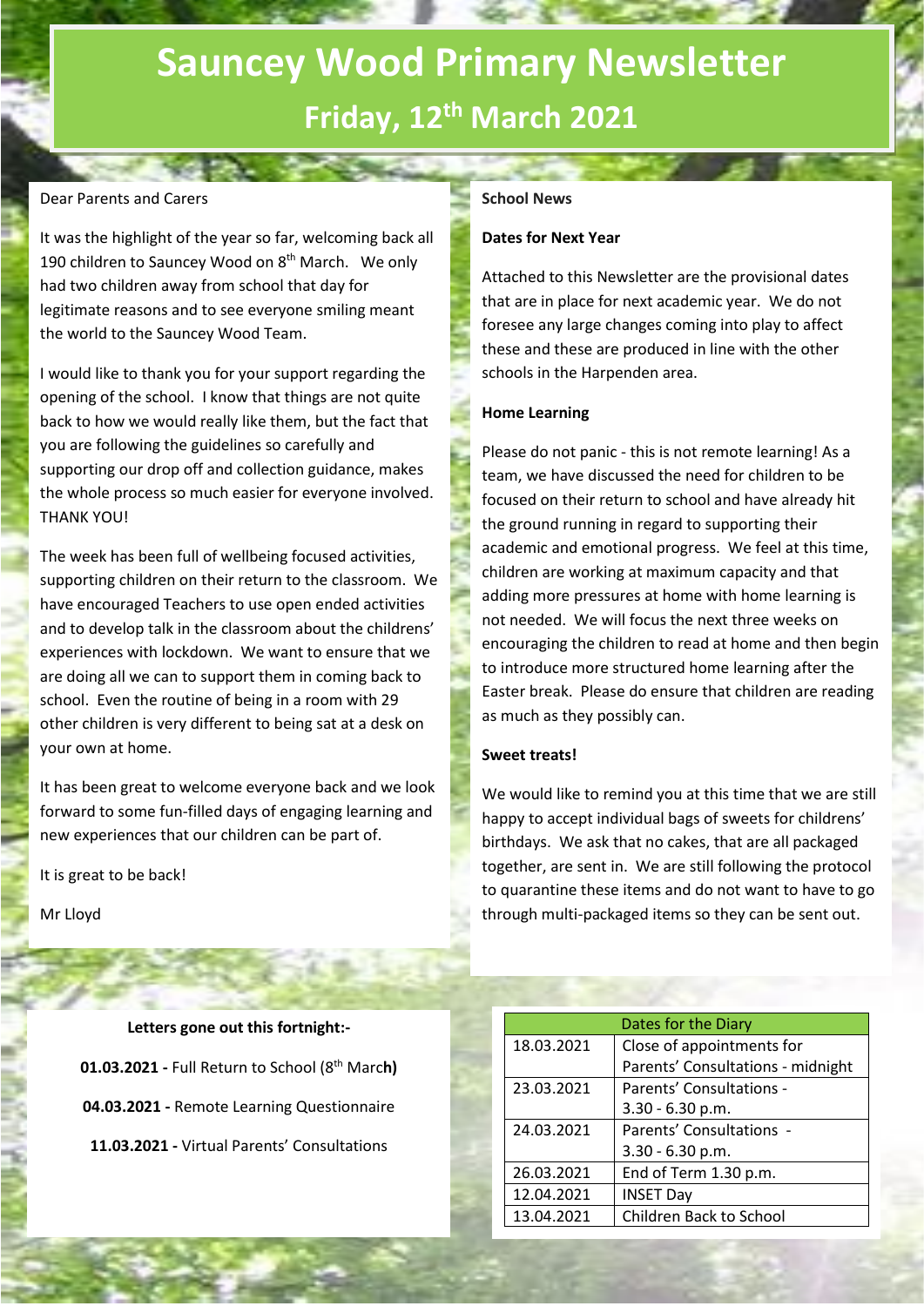# Sauncey Wood Primary Newsletter

## Friday, 12th March 2021

Dear Parents and Carers

It was the highlight of the year so far, welcoming back all 190 children to Sauncey Wood on 8th March. We only had two children away from school that day for legitimate reasons and to see everyone smiling meant the world to the Sauncey Wood Team.

I would like to thank you for your support regarding the opening of the school. I know that things are not quite back to how we would really like them, but the fact that you are following the guidelines so carefully and supporting our drop off and collection guidance, makes the whole process so much easier for everyone involved. THANK YOU!

The week has been full of wellbeing focused activities, supporting children on their return to the classroom. We have encouraged Teachers to use open ended activities and to develop talk in the classroom about the childrens' experiences with lockdown. We want to ensure that we are doing all we can to support them in coming back to school. Even the routine of being in a room with 29 other children is very different to being sat at a desk on your own at home.

It has been great to welcome everyone back and we look forward to some fun-filled days of engaging learning and new experiences that our children can be part of.

It is great to be back!

Mr Lloyd

**School News**

**Dates for Next Year**

Attached to this Newsletter are the provisional dates that are in place for next academic year. We do not foresee any large changes coming into play to affect these and these are produced in line with the other schools in the Harpenden area.

**Home Learning**

Please do not panic - this is not remote learning! As a team, we have discussed the need for children to be focused on their return to school and have already hit the ground running in regard to supporting their academic and emotional progress. We feel at this time, children are working at maximum capacity and that adding more pressures at home with home learning is not needed. We will focus the next three weeks on encouraging the children to read at home and then begin to introduce more structured home learning after the Easter break. Please do ensure that children are reading as much as they possibly can.

**Sweet treats!**

We would like to remind you at this time that we are still happy to accept individual bags of sweets for childrens' birthdays. We ask that no cakes, that are all packaged together, are sent in. We are still following the protocol to quarantine these items and do not want to have to go through multi-packaged items so they can be sent out.

**Letters gone out this fortnight:-**

**01.03.2021 -** Full Return to School (8th March)

**04.03.2021 -** Remote Learning Questionnaire

**11.03.2021 -** Virtual Parents' Consultations

| Dates for the Diary | |
|---|---|
| 18.03.2021 | Close of appointments for Parents' Consultations - midnight |
| 23.03.2021 | Parents' Consultations - 3.30 - 6.30 p.m. |
| 24.03.2021 | Parents' Consultations - 3.30 - 6.30 p.m. |
| 26.03.2021 | End of Term 1.30 p.m. |
| 12.04.2021 | INSET Day |
| 13.04.2021 | Children Back to School |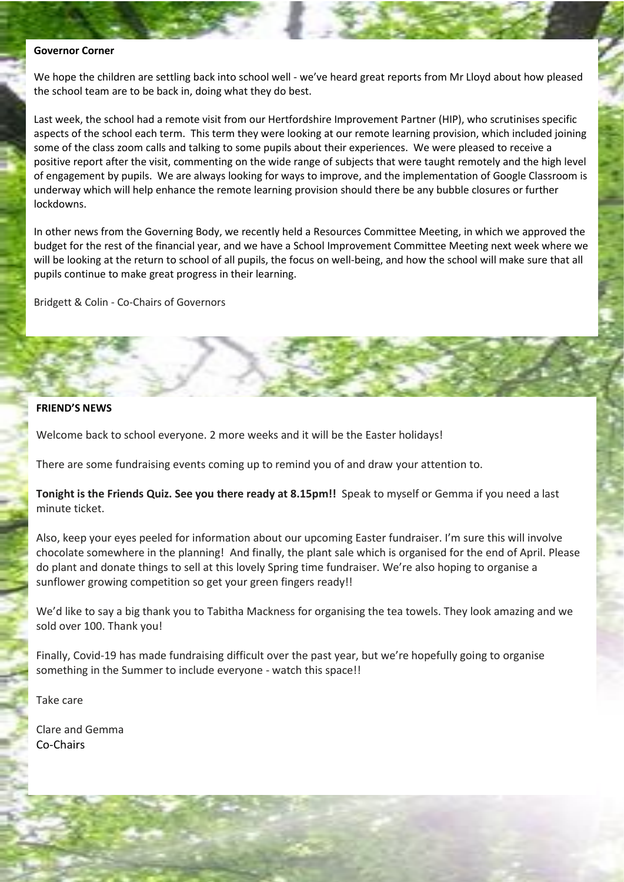**Governor Corner**

We hope the children are settling back into school well - we've heard great reports from Mr Lloyd about how pleased the school team are to be back in, doing what they do best.

Last week, the school had a remote visit from our Hertfordshire Improvement Partner (HIP), who scrutinises specific aspects of the school each term. This term they were looking at our remote learning provision, which included joining some of the class zoom calls and talking to some pupils about their experiences. We were pleased to receive a positive report after the visit, commenting on the wide range of subjects that were taught remotely and the high level of engagement by pupils. We are always looking for ways to improve, and the implementation of Google Classroom is underway which will help enhance the remote learning provision should there be any bubble closures or further lockdowns.

In other news from the Governing Body, we recently held a Resources Committee Meeting, in which we approved the budget for the rest of the financial year, and we have a School Improvement Committee Meeting next week where we will be looking at the return to school of all pupils, the focus on well-being, and how the school will make sure that all pupils continue to make great progress in their learning.

Bridgett & Colin - Co-Chairs of Governors

**FRIEND'S NEWS**

Welcome back to school everyone. 2 more weeks and it will be the Easter holidays!

There are some fundraising events coming up to remind you of and draw your attention to.

**Tonight is the Friends Quiz. See you there ready at 8.15pm!!** Speak to myself or Gemma if you need a last minute ticket.

Also, keep your eyes peeled for information about our upcoming Easter fundraiser. I'm sure this will involve chocolate somewhere in the planning! And finally, the plant sale which is organised for the end of April. Please do plant and donate things to sell at this lovely Spring time fundraiser. We're also hoping to organise a sunflower growing competition so get your green fingers ready!!

We'd like to say a big thank you to Tabitha Mackness for organising the tea towels. They look amazing and we sold over 100. Thank you!

Finally, Covid-19 has made fundraising difficult over the past year, but we're hopefully going to organise something in the Summer to include everyone - watch this space!!

Take care

Clare and Gemma
Co-Chairs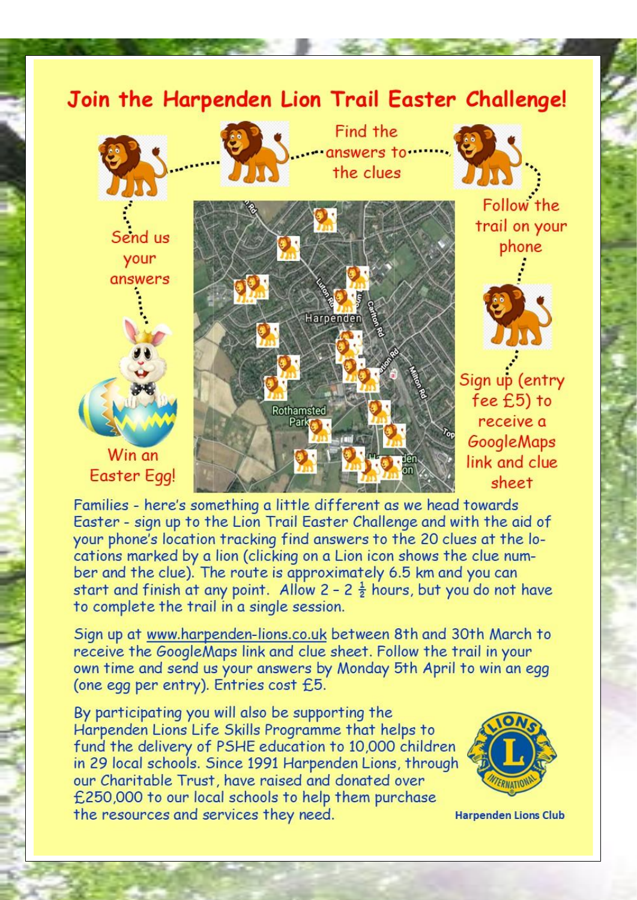# Join the Harpenden Lion Trail Easter Challenge!

Find the answers to the clues

Follow the trail on your phone

Sign up (entry fee £5) to receive a GoogleMaps link and clue sheet

Send us your answers

Win an Easter Egg!

Families - here's something a little different as we head towards Easter - sign up to the Lion Trail Easter Challenge and with the aid of your phone's location tracking find answers to the 20 clues at the locations marked by a lion (clicking on a Lion icon shows the clue number and the clue). The route is approximately 6.5 km and you can start and finish at any point. Allow 2 - 2 ½ hours, but you do not have to complete the trail in a single session.

Sign up at www.harpenden-lions.co.uk between 8th and 30th March to receive the GoogleMaps link and clue sheet. Follow the trail in your own time and send us your answers by Monday 5th April to win an egg (one egg per entry). Entries cost £5.

By participating you will also be supporting the Harpenden Lions Life Skills Programme that helps to fund the delivery of PSHE education to 10,000 children in 29 local schools. Since 1991 Harpenden Lions, through our Charitable Trust, have raised and donated over £250,000 to our local schools to help them purchase the resources and services they need.

**Harpenden Lions Club**